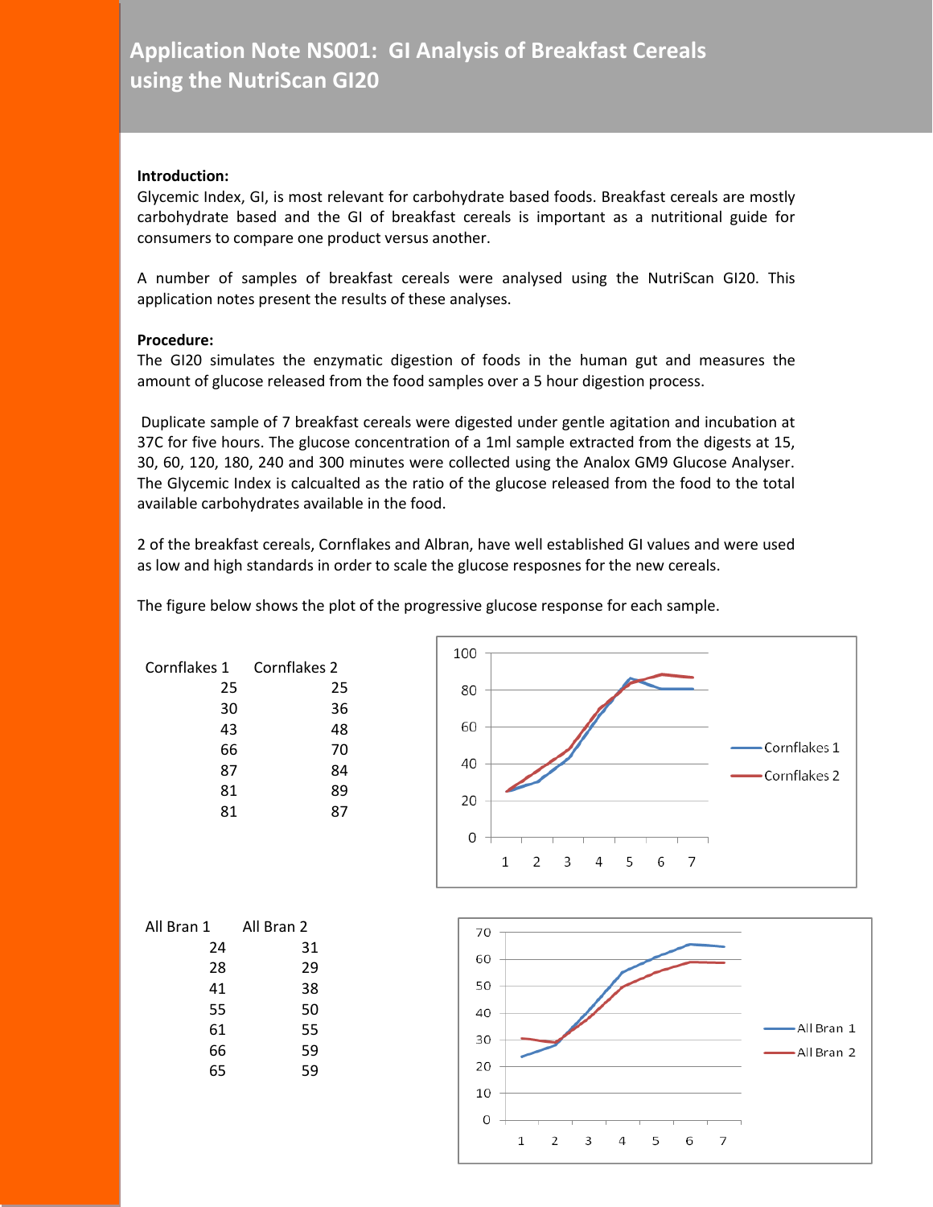# Application Note NS001: GI Analysis of Breakfast Cereals using the NutriScan GI20

**Introduction:**

Glycemic Index, GI, is most relevant for carbohydrate based foods. Breakfast cereals are mostly carbohydrate based and the GI of breakfast cereals is important as a nutritional guide for consumers to compare one product versus another.

A number of samples of breakfast cereals were analysed using the NutriScan GI20. This application notes present the results of these analyses.

**Procedure:**

The GI20 simulates the enzymatic digestion of foods in the human gut and measures the amount of glucose released from the food samples over a 5 hour digestion process.

Duplicate sample of 7 breakfast cereals were digested under gentle agitation and incubation at 37C for five hours. The glucose concentration of a 1ml sample extracted from the digests at 15, 30, 60, 120, 180, 240 and 300 minutes were collected using the Analox GM9 Glucose Analyser. The Glycemic Index is calcualted as the ratio of the glucose released from the food to the total available carbohydrates available in the food.

2 of the breakfast cereals, Cornflakes and Albran, have well established GI values and were used as low and high standards in order to scale the glucose resposnes for the new cereals.

The figure below shows the plot of the progressive glucose response for each sample.

| Cornflakes 1 | Cornflakes 2 |
|---|---|
| 25 | 25 |
| 30 | 36 |
| 43 | 48 |
| 66 | 70 |
| 87 | 84 |
| 81 | 89 |
| 81 | 87 |

| All Bran 1 | All Bran 2 |
|---|---|
| 24 | 31 |
| 28 | 29 |
| 41 | 38 |
| 55 | 50 |
| 61 | 55 |
| 66 | 59 |
| 65 | 59 |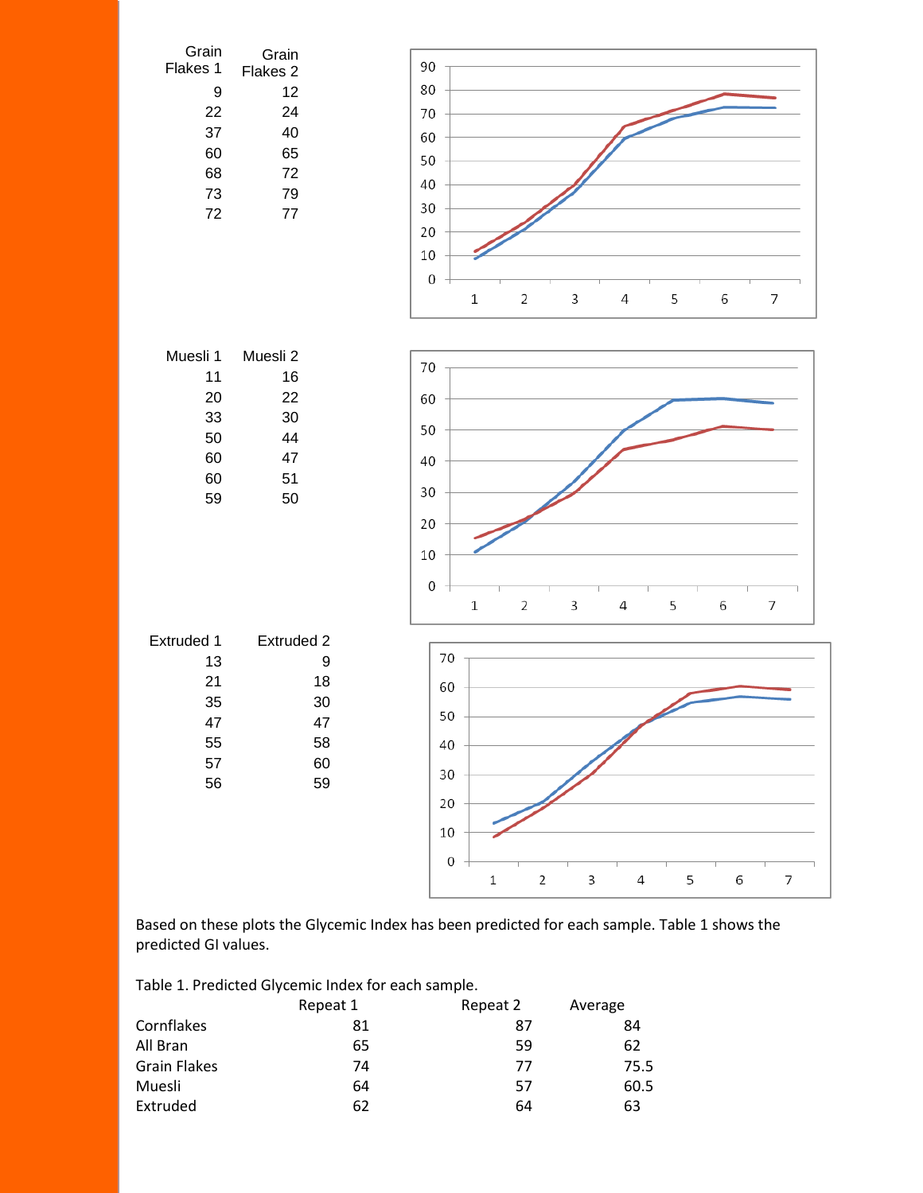| Grain Flakes 1 | Grain Flakes 2 |
|---|---|
| 9 | 12 |
| 22 | 24 |
| 37 | 40 |
| 60 | 65 |
| 68 | 72 |
| 73 | 79 |
| 72 | 77 |

| Muesli 1 | Muesli 2 |
|---|---|
| 11 | 16 |
| 20 | 22 |
| 33 | 30 |
| 50 | 44 |
| 60 | 47 |
| 60 | 51 |
| 59 | 50 |

| Extruded 1 | Extruded 2 |
|---|---|
| 13 | 9 |
| 21 | 18 |
| 35 | 30 |
| 47 | 47 |
| 55 | 58 |
| 57 | 60 |
| 56 | 59 |

Based on these plots the Glycemic Index has been predicted for each sample. Table 1 shows the predicted GI values.

Table 1. Predicted Glycemic Index for each sample.

| | Repeat 1 | Repeat 2 | Average |
|---|---|---|---|
| Cornflakes | 81 | 87 | 84 |
| All Bran | 65 | 59 | 62 |
| Grain Flakes | 74 | 77 | 75.5 |
| Muesli | 64 | 57 | 60.5 |
| Extruded | 62 | 64 | 63 |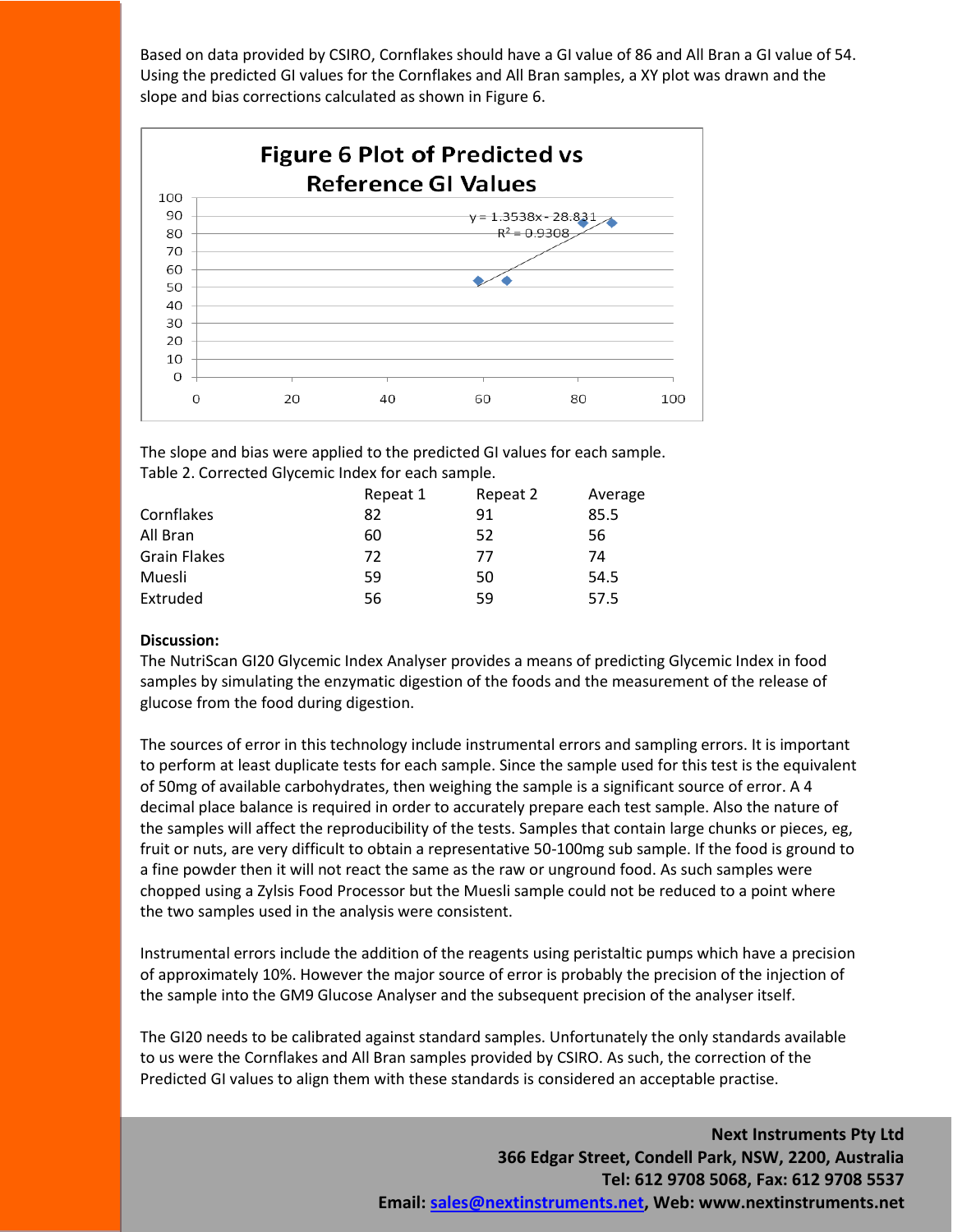Based on data provided by CSIRO, Cornflakes should have a GI value of 86 and All Bran a GI value of 54. Using the predicted GI values for the Cornflakes and All Bran samples, a XY plot was drawn and the slope and bias corrections calculated as shown in Figure 6.

**Figure 6 Plot of Predicted vs Reference GI Values**

$y = 1.3538x - 28.831$

$R^2 = 0.9308$

100
90
80
70
60
50
40
30
20
10
0

0 20 40 60 80 100

The slope and bias were applied to the predicted GI values for each sample.

Table 2. Corrected Glycemic Index for each sample.

| | Repeat 1 | Repeat 2 | Average |
|---|---|---|---|
| Cornflakes | 82 | 91 | 85.5 |
| All Bran | 60 | 52 | 56 |
| Grain Flakes | 72 | 77 | 74 |
| Muesli | 59 | 50 | 54.5 |
| Extruded | 56 | 59 | 57.5 |

**Discussion:**

The NutriScan GI20 Glycemic Index Analyser provides a means of predicting Glycemic Index in food samples by simulating the enzymatic digestion of the foods and the measurement of the release of glucose from the food during digestion.

The sources of error in this technology include instrumental errors and sampling errors. It is important to perform at least duplicate tests for each sample. Since the sample used for this test is the equivalent of 50mg of available carbohydrates, then weighing the sample is a significant source of error. A 4 decimal place balance is required in order to accurately prepare each test sample. Also the nature of the samples will affect the reproducibility of the tests. Samples that contain large chunks or pieces, eg, fruit or nuts, are very difficult to obtain a representative 50-100mg sub sample. If the food is ground to a fine powder then it will not react the same as the raw or unground food. As such samples were chopped using a Zylsis Food Processor but the Muesli sample could not be reduced to a point where the two samples used in the analysis were consistent.

Instrumental errors include the addition of the reagents using peristaltic pumps which have a precision of approximately 10%. However the major source of error is probably the precision of the injection of the sample into the GM9 Glucose Analyser and the subsequent precision of the analyser itself.

The GI20 needs to be calibrated against standard samples. Unfortunately the only standards available to us were the Cornflakes and All Bran samples provided by CSIRO. As such, the correction of the Predicted GI values to align them with these standards is considered an acceptable practise.

**Next Instruments Pty Ltd**
**366 Edgar Street, Condell Park, NSW, 2200, Australia**
**Tel: 612 9708 5068, Fax: 612 9708 5537**
**Email: sales@nextinstruments.net, Web: www.nextinstruments.net**